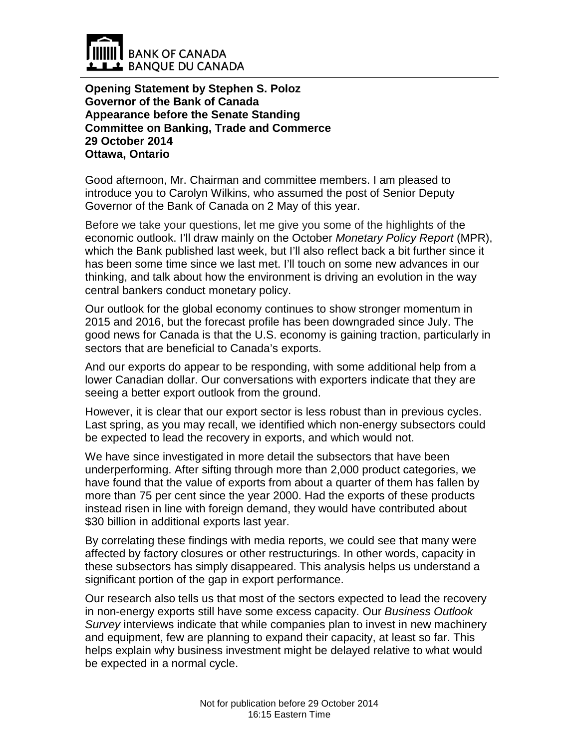BANK OF CANADA
BANQUE DU CANADA

**Opening Statement by Stephen S. Poloz**
**Governor of the Bank of Canada**
**Appearance before the Senate Standing Committee on Banking, Trade and Commerce**
**29 October 2014**
**Ottawa, Ontario**

Good afternoon, Mr. Chairman and committee members. I am pleased to introduce you to Carolyn Wilkins, who assumed the post of Senior Deputy Governor of the Bank of Canada on 2 May of this year.

Before we take your questions, let me give you some of the highlights of the economic outlook. I'll draw mainly on the October *Monetary Policy Report* (MPR), which the Bank published last week, but I'll also reflect back a bit further since it has been some time since we last met. I'll touch on some new advances in our thinking, and talk about how the environment is driving an evolution in the way central bankers conduct monetary policy.

Our outlook for the global economy continues to show stronger momentum in 2015 and 2016, but the forecast profile has been downgraded since July. The good news for Canada is that the U.S. economy is gaining traction, particularly in sectors that are beneficial to Canada's exports.

And our exports do appear to be responding, with some additional help from a lower Canadian dollar. Our conversations with exporters indicate that they are seeing a better export outlook from the ground.

However, it is clear that our export sector is less robust than in previous cycles. Last spring, as you may recall, we identified which non-energy subsectors could be expected to lead the recovery in exports, and which would not.

We have since investigated in more detail the subsectors that have been underperforming. After sifting through more than 2,000 product categories, we have found that the value of exports from about a quarter of them has fallen by more than 75 per cent since the year 2000. Had the exports of these products instead risen in line with foreign demand, they would have contributed about $30 billion in additional exports last year.

By correlating these findings with media reports, we could see that many were affected by factory closures or other restructurings. In other words, capacity in these subsectors has simply disappeared. This analysis helps us understand a significant portion of the gap in export performance.

Our research also tells us that most of the sectors expected to lead the recovery in non-energy exports still have some excess capacity. Our *Business Outlook Survey* interviews indicate that while companies plan to invest in new machinery and equipment, few are planning to expand their capacity, at least so far. This helps explain why business investment might be delayed relative to what would be expected in a normal cycle.

Not for publication before 29 October 2014
16:15 Eastern Time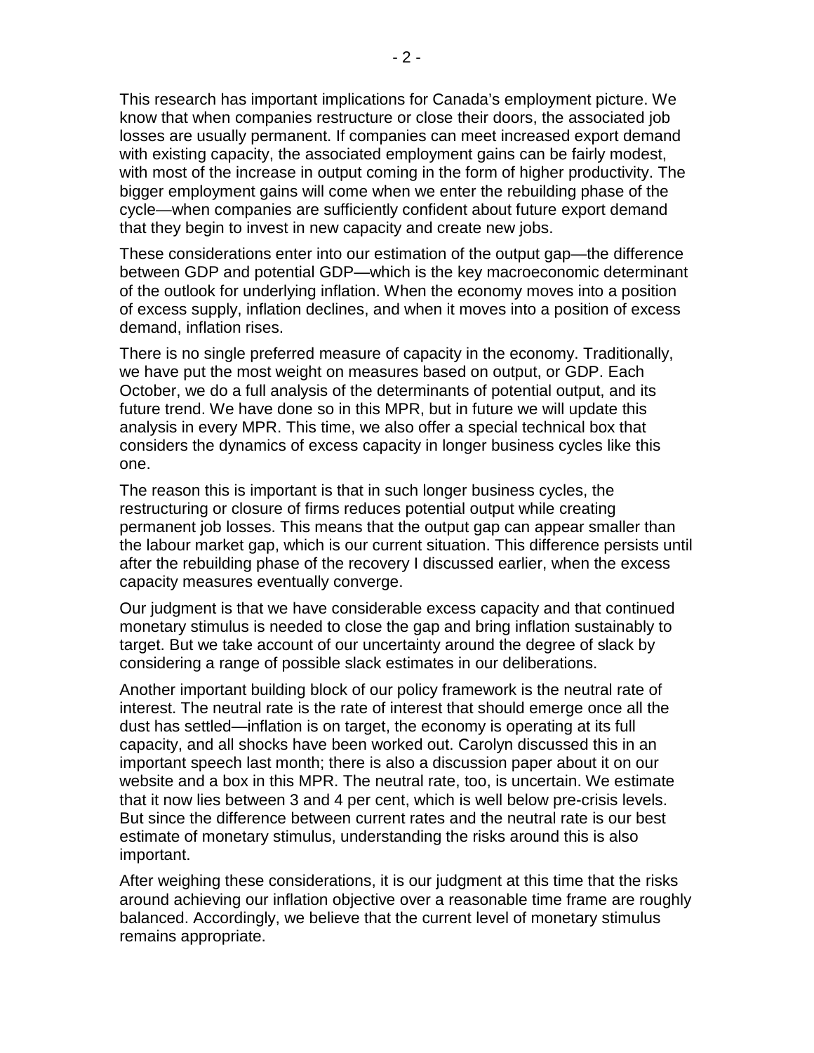This research has important implications for Canada's employment picture. We know that when companies restructure or close their doors, the associated job losses are usually permanent. If companies can meet increased export demand with existing capacity, the associated employment gains can be fairly modest, with most of the increase in output coming in the form of higher productivity. The bigger employment gains will come when we enter the rebuilding phase of the cycle—when companies are sufficiently confident about future export demand that they begin to invest in new capacity and create new jobs.

These considerations enter into our estimation of the output gap—the difference between GDP and potential GDP—which is the key macroeconomic determinant of the outlook for underlying inflation. When the economy moves into a position of excess supply, inflation declines, and when it moves into a position of excess demand, inflation rises.

There is no single preferred measure of capacity in the economy. Traditionally, we have put the most weight on measures based on output, or GDP. Each October, we do a full analysis of the determinants of potential output, and its future trend. We have done so in this MPR, but in future we will update this analysis in every MPR. This time, we also offer a special technical box that considers the dynamics of excess capacity in longer business cycles like this one.

The reason this is important is that in such longer business cycles, the restructuring or closure of firms reduces potential output while creating permanent job losses. This means that the output gap can appear smaller than the labour market gap, which is our current situation. This difference persists until after the rebuilding phase of the recovery I discussed earlier, when the excess capacity measures eventually converge.

Our judgment is that we have considerable excess capacity and that continued monetary stimulus is needed to close the gap and bring inflation sustainably to target. But we take account of our uncertainty around the degree of slack by considering a range of possible slack estimates in our deliberations.

Another important building block of our policy framework is the neutral rate of interest. The neutral rate is the rate of interest that should emerge once all the dust has settled—inflation is on target, the economy is operating at its full capacity, and all shocks have been worked out. Carolyn discussed this in an important speech last month; there is also a discussion paper about it on our website and a box in this MPR. The neutral rate, too, is uncertain. We estimate that it now lies between 3 and 4 per cent, which is well below pre-crisis levels. But since the difference between current rates and the neutral rate is our best estimate of monetary stimulus, understanding the risks around this is also important.

After weighing these considerations, it is our judgment at this time that the risks around achieving our inflation objective over a reasonable time frame are roughly balanced. Accordingly, we believe that the current level of monetary stimulus remains appropriate.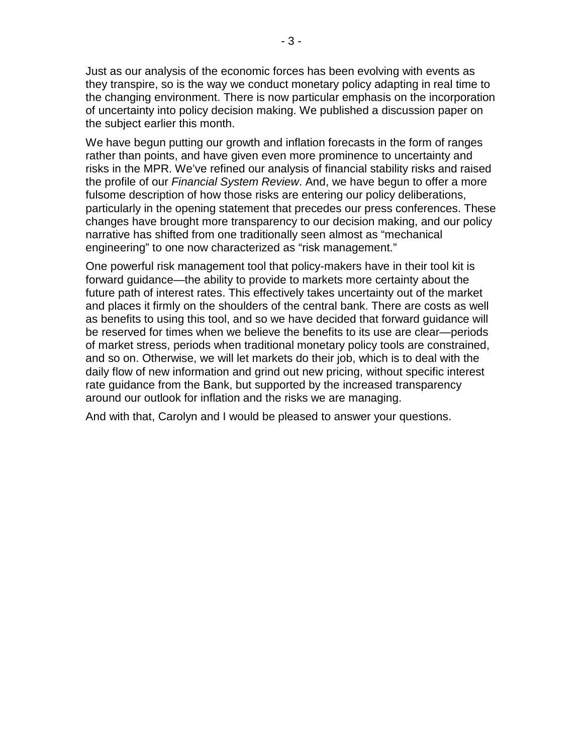Just as our analysis of the economic forces has been evolving with events as they transpire, so is the way we conduct monetary policy adapting in real time to the changing environment. There is now particular emphasis on the incorporation of uncertainty into policy decision making. We published a discussion paper on the subject earlier this month.

We have begun putting our growth and inflation forecasts in the form of ranges rather than points, and have given even more prominence to uncertainty and risks in the MPR. We've refined our analysis of financial stability risks and raised the profile of our *Financial System Review*. And, we have begun to offer a more fulsome description of how those risks are entering our policy deliberations, particularly in the opening statement that precedes our press conferences. These changes have brought more transparency to our decision making, and our policy narrative has shifted from one traditionally seen almost as "mechanical engineering" to one now characterized as "risk management."

One powerful risk management tool that policy-makers have in their tool kit is forward guidance—the ability to provide to markets more certainty about the future path of interest rates. This effectively takes uncertainty out of the market and places it firmly on the shoulders of the central bank. There are costs as well as benefits to using this tool, and so we have decided that forward guidance will be reserved for times when we believe the benefits to its use are clear—periods of market stress, periods when traditional monetary policy tools are constrained, and so on. Otherwise, we will let markets do their job, which is to deal with the daily flow of new information and grind out new pricing, without specific interest rate guidance from the Bank, but supported by the increased transparency around our outlook for inflation and the risks we are managing.

And with that, Carolyn and I would be pleased to answer your questions.